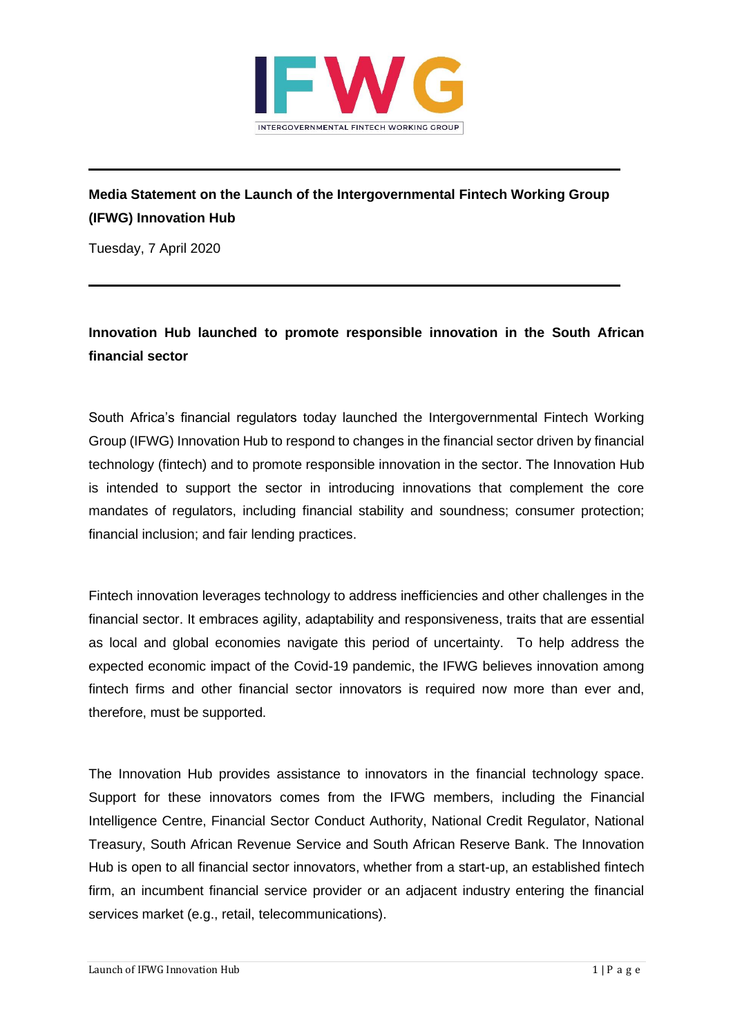IFWG

INTERGOVERNMENTAL FINTECH WORKING GROUP

**Media Statement on the Launch of the Intergovernmental Fintech Working Group (IFWG) Innovation Hub**

Tuesday, 7 April 2020

## Innovation Hub launched to promote responsible innovation in the South African financial sector

South Africa's financial regulators today launched the Intergovernmental Fintech Working Group (IFWG) Innovation Hub to respond to changes in the financial sector driven by financial technology (fintech) and to promote responsible innovation in the sector. The Innovation Hub is intended to support the sector in introducing innovations that complement the core mandates of regulators, including financial stability and soundness; consumer protection; financial inclusion; and fair lending practices.

Fintech innovation leverages technology to address inefficiencies and other challenges in the financial sector. It embraces agility, adaptability and responsiveness, traits that are essential as local and global economies navigate this period of uncertainty. To help address the expected economic impact of the Covid-19 pandemic, the IFWG believes innovation among fintech firms and other financial sector innovators is required now more than ever and, therefore, must be supported.

The Innovation Hub provides assistance to innovators in the financial technology space. Support for these innovators comes from the IFWG members, including the Financial Intelligence Centre, Financial Sector Conduct Authority, National Credit Regulator, National Treasury, South African Revenue Service and South African Reserve Bank. The Innovation Hub is open to all financial sector innovators, whether from a start-up, an established fintech firm, an incumbent financial service provider or an adjacent industry entering the financial services market (e.g., retail, telecommunications).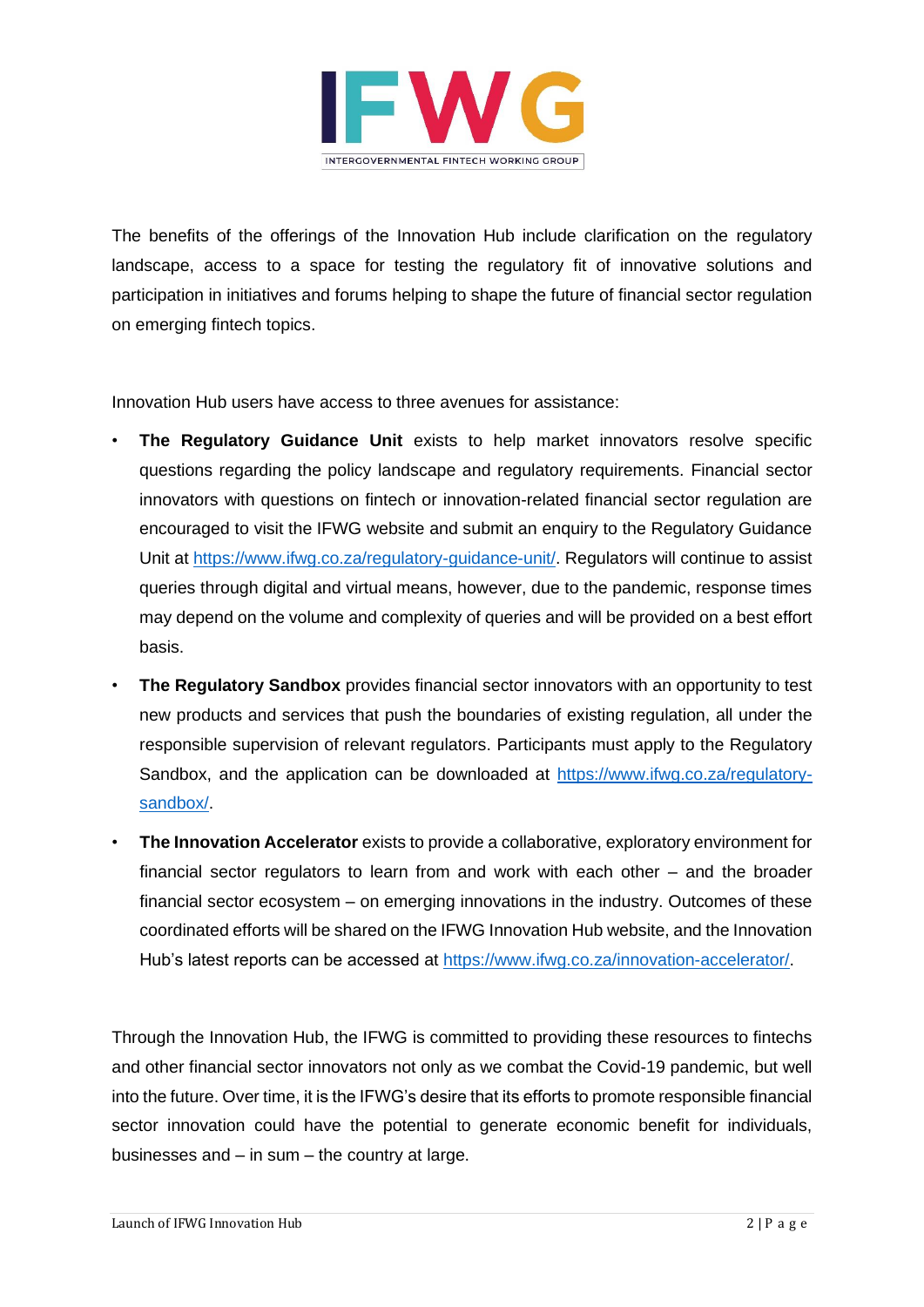The benefits of the offerings of the Innovation Hub include clarification on the regulatory landscape, access to a space for testing the regulatory fit of innovative solutions and participation in initiatives and forums helping to shape the future of financial sector regulation on emerging fintech topics.

Innovation Hub users have access to three avenues for assistance:

- **The Regulatory Guidance Unit** exists to help market innovators resolve specific questions regarding the policy landscape and regulatory requirements. Financial sector innovators with questions on fintech or innovation-related financial sector regulation are encouraged to visit the IFWG website and submit an enquiry to the Regulatory Guidance Unit at https://www.ifwg.co.za/regulatory-guidance-unit/. Regulators will continue to assist queries through digital and virtual means, however, due to the pandemic, response times may depend on the volume and complexity of queries and will be provided on a best effort basis.
- **The Regulatory Sandbox** provides financial sector innovators with an opportunity to test new products and services that push the boundaries of existing regulation, all under the responsible supervision of relevant regulators. Participants must apply to the Regulatory Sandbox, and the application can be downloaded at https://www.ifwg.co.za/regulatory-sandbox/.
- **The Innovation Accelerator** exists to provide a collaborative, exploratory environment for financial sector regulators to learn from and work with each other – and the broader financial sector ecosystem – on emerging innovations in the industry. Outcomes of these coordinated efforts will be shared on the IFWG Innovation Hub website, and the Innovation Hub's latest reports can be accessed at https://www.ifwg.co.za/innovation-accelerator/.

Through the Innovation Hub, the IFWG is committed to providing these resources to fintechs and other financial sector innovators not only as we combat the Covid-19 pandemic, but well into the future. Over time, it is the IFWG's desire that its efforts to promote responsible financial sector innovation could have the potential to generate economic benefit for individuals, businesses and – in sum – the country at large.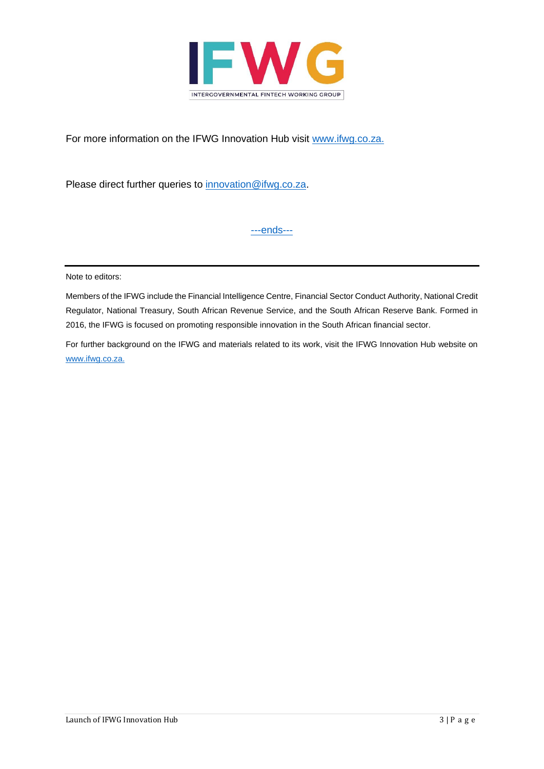For more information on the IFWG Innovation Hub visit www.ifwg.co.za.

Please direct further queries to innovation@ifwg.co.za.

---ends---

---

Note to editors:

Members of the IFWG include the Financial Intelligence Centre, Financial Sector Conduct Authority, National Credit Regulator, National Treasury, South African Revenue Service, and the South African Reserve Bank. Formed in 2016, the IFWG is focused on promoting responsible innovation in the South African financial sector.

For further background on the IFWG and materials related to its work, visit the IFWG Innovation Hub website on www.ifwg.co.za.